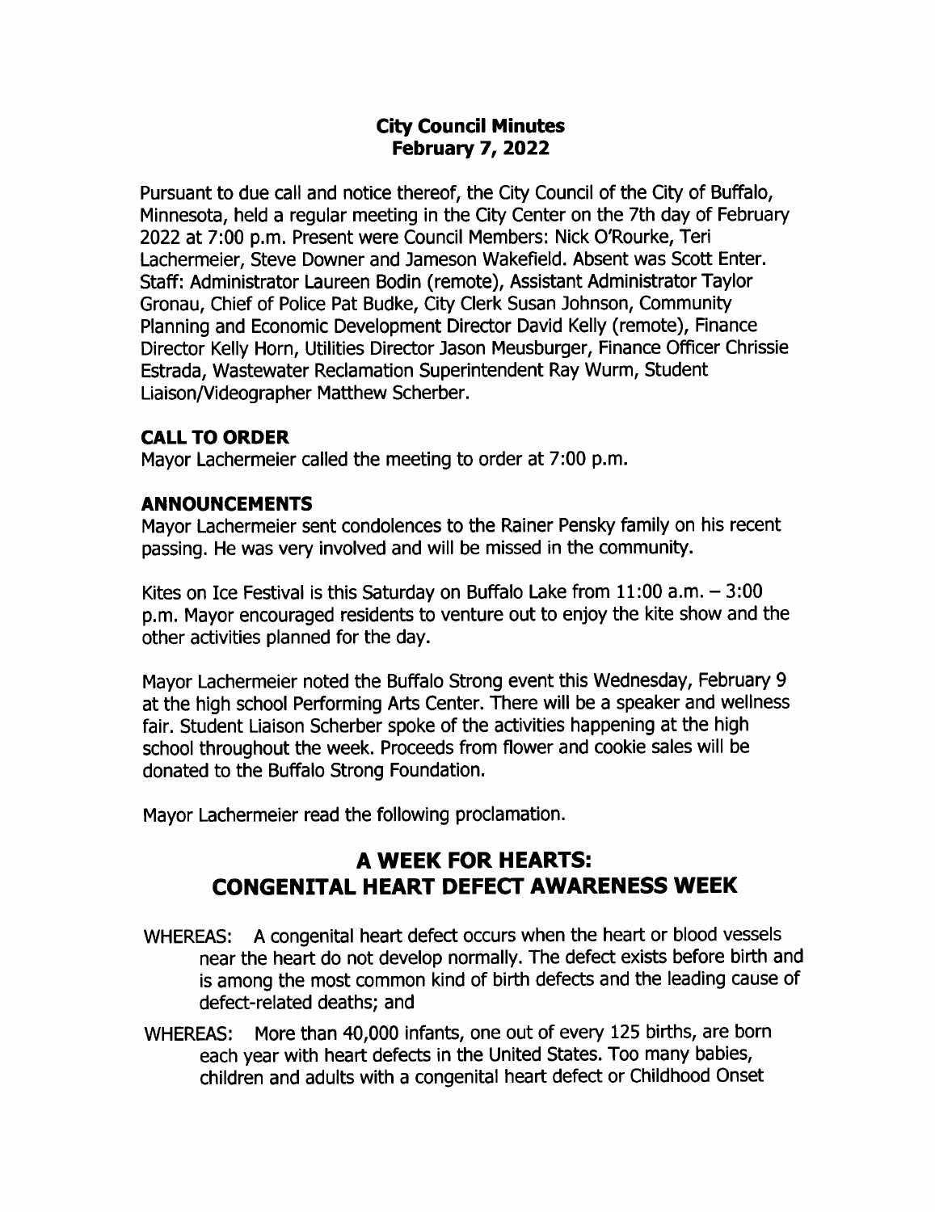# City Council Minutes
# February 7, 2022

Pursuant to due call and notice thereof, the City Council of the City of Buffalo, Minnesota, held a regular meeting in the City Center on the 7th day of February 2022 at 7:00 p.m. Present were Council Members: Nick O'Rourke, Teri Lachermeier, Steve Downer and Jameson Wakefield. Absent was Scott Enter. Staff: Administrator Laureen Bodin (remote), Assistant Administrator Taylor Gronau, Chief of Police Pat Budke, City Clerk Susan Johnson, Community Planning and Economic Development Director David Kelly (remote), Finance Director Kelly Horn, Utilities Director Jason Meusburger, Finance Officer Chrissie Estrada, Wastewater Reclamation Superintendent Ray Wurm, Student Liaison/Videographer Matthew Scherber.

## CALL TO ORDER

Mayor Lachermeier called the meeting to order at 7:00 p.m.

## ANNOUNCEMENTS

Mayor Lachermeier sent condolences to the Rainer Pensky family on his recent passing. He was very involved and will be missed in the community.

Kites on Ice Festival is this Saturday on Buffalo Lake from 11:00 a.m. – 3:00 p.m. Mayor encouraged residents to venture out to enjoy the kite show and the other activities planned for the day.

Mayor Lachermeier noted the Buffalo Strong event this Wednesday, February 9 at the high school Performing Arts Center. There will be a speaker and wellness fair. Student Liaison Scherber spoke of the activities happening at the high school throughout the week. Proceeds from flower and cookie sales will be donated to the Buffalo Strong Foundation.

Mayor Lachermeier read the following proclamation.

## A WEEK FOR HEARTS: CONGENITAL HEART DEFECT AWARENESS WEEK

WHEREAS: A congenital heart defect occurs when the heart or blood vessels near the heart do not develop normally. The defect exists before birth and is among the most common kind of birth defects and the leading cause of defect-related deaths; and

WHEREAS: More than 40,000 infants, one out of every 125 births, are born each year with heart defects in the United States. Too many babies, children and adults with a congenital heart defect or Childhood Onset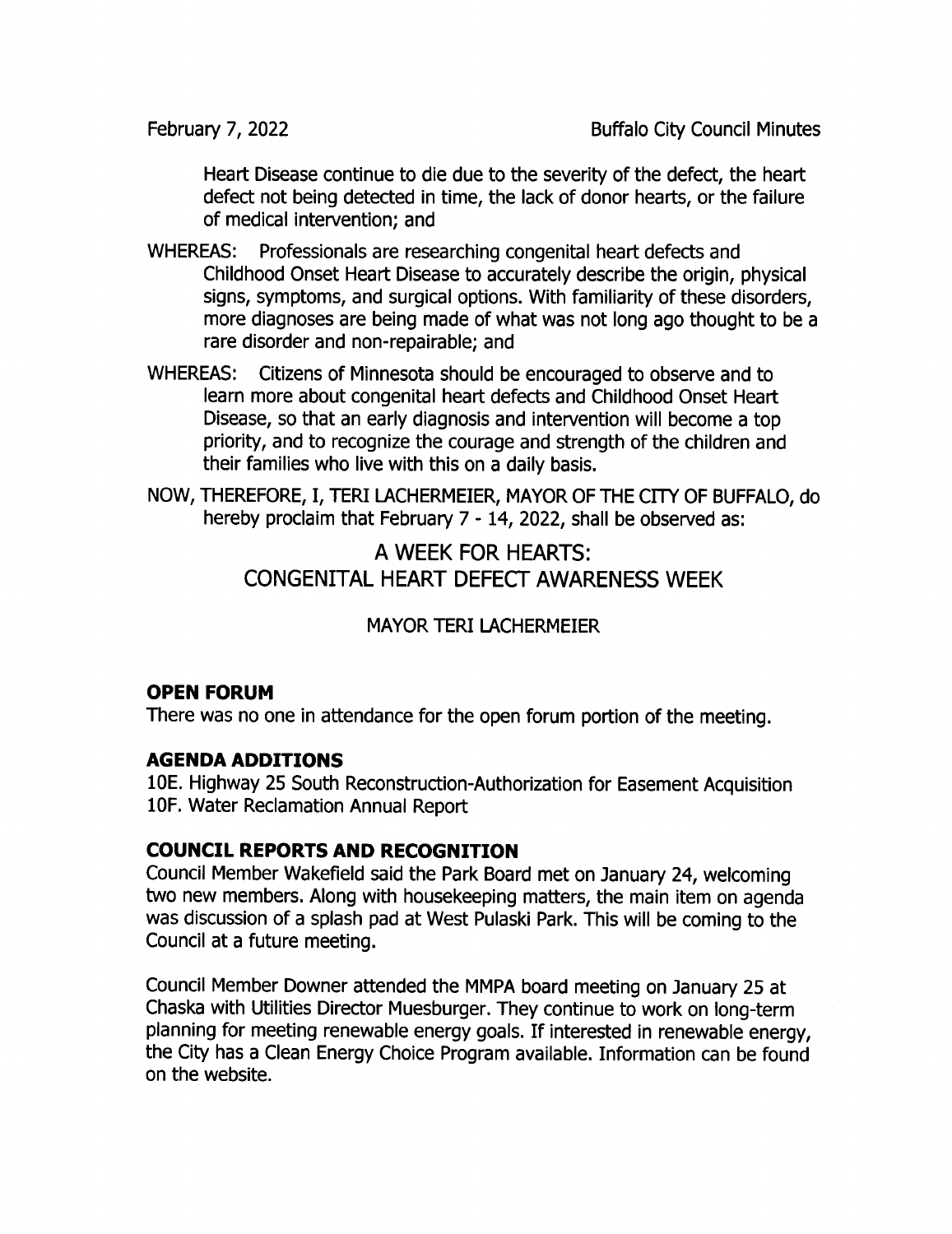Heart Disease continue to die due to the severity of the defect, the heart defect not being detected in time, the lack of donor hearts, or the failure of medical intervention; and

WHEREAS: Professionals are researching congenital heart defects and Childhood Onset Heart Disease to accurately describe the origin, physical signs, symptoms, and surgical options. With familiarity of these disorders, more diagnoses are being made of what was not long ago thought to be a rare disorder and non-repairable; and

WHEREAS: Citizens of Minnesota should be encouraged to observe and to learn more about congenital heart defects and Childhood Onset Heart Disease, so that an early diagnosis and intervention will become a top priority, and to recognize the courage and strength of the children and their families who live with this on a daily basis.

NOW, THEREFORE, I, TERI LACHERMEIER, MAYOR OF THE CITY OF BUFFALO, do hereby proclaim that February 7 - 14, 2022, shall be observed as:

A WEEK FOR HEARTS:
CONGENITAL HEART DEFECT AWARENESS WEEK

MAYOR TERI LACHERMEIER

**OPEN FORUM**

There was no one in attendance for the open forum portion of the meeting.

**AGENDA ADDITIONS**

10E. Highway 25 South Reconstruction-Authorization for Easement Acquisition
10F. Water Reclamation Annual Report

**COUNCIL REPORTS AND RECOGNITION**

Council Member Wakefield said the Park Board met on January 24, welcoming two new members. Along with housekeeping matters, the main item on agenda was discussion of a splash pad at West Pulaski Park. This will be coming to the Council at a future meeting.

Council Member Downer attended the MMPA board meeting on January 25 at Chaska with Utilities Director Muesburger. They continue to work on long-term planning for meeting renewable energy goals. If interested in renewable energy, the City has a Clean Energy Choice Program available. Information can be found on the website.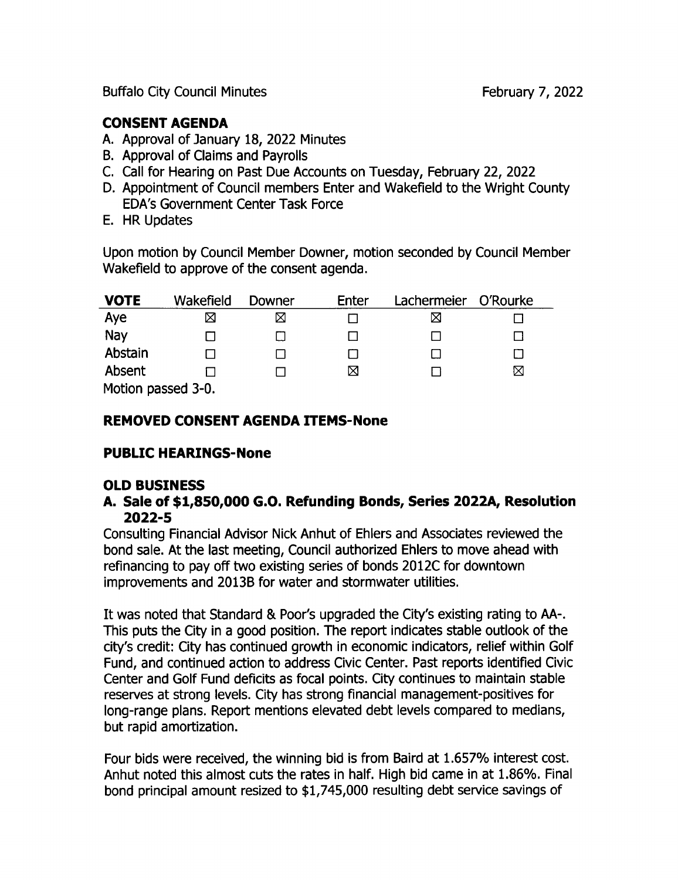## CONSENT AGENDA

A. Approval of January 18, 2022 Minutes
B. Approval of Claims and Payrolls
C. Call for Hearing on Past Due Accounts on Tuesday, February 22, 2022
D. Appointment of Council members Enter and Wakefield to the Wright County EDA's Government Center Task Force
E. HR Updates

Upon motion by Council Member Downer, motion seconded by Council Member Wakefield to approve of the consent agenda.

| VOTE | Wakefield | Downer | Enter | Lachermeier | O'Rourke |
|---|---|---|---|---|---|
| Aye | ☒ | ☒ | ☐ | ☒ | ☐ |
| Nay | ☐ | ☐ | ☐ | ☐ | ☐ |
| Abstain | ☐ | ☐ | ☐ | ☐ | ☐ |
| Absent | ☐ | ☐ | ☒ | ☐ | ☒ |

Motion passed 3-0.

## REMOVED CONSENT AGENDA ITEMS-None

## PUBLIC HEARINGS-None

## OLD BUSINESS

### A. Sale of $1,850,000 G.O. Refunding Bonds, Series 2022A, Resolution 2022-5

Consulting Financial Advisor Nick Anhut of Ehlers and Associates reviewed the bond sale. At the last meeting, Council authorized Ehlers to move ahead with refinancing to pay off two existing series of bonds 2012C for downtown improvements and 2013B for water and stormwater utilities.

It was noted that Standard & Poor's upgraded the City's existing rating to AA-. This puts the City in a good position. The report indicates stable outlook of the city's credit: City has continued growth in economic indicators, relief within Golf Fund, and continued action to address Civic Center. Past reports identified Civic Center and Golf Fund deficits as focal points. City continues to maintain stable reserves at strong levels. City has strong financial management-positives for long-range plans. Report mentions elevated debt levels compared to medians, but rapid amortization.

Four bids were received, the winning bid is from Baird at 1.657% interest cost. Anhut noted this almost cuts the rates in half. High bid came in at 1.86%. Final bond principal amount resized to $1,745,000 resulting debt service savings of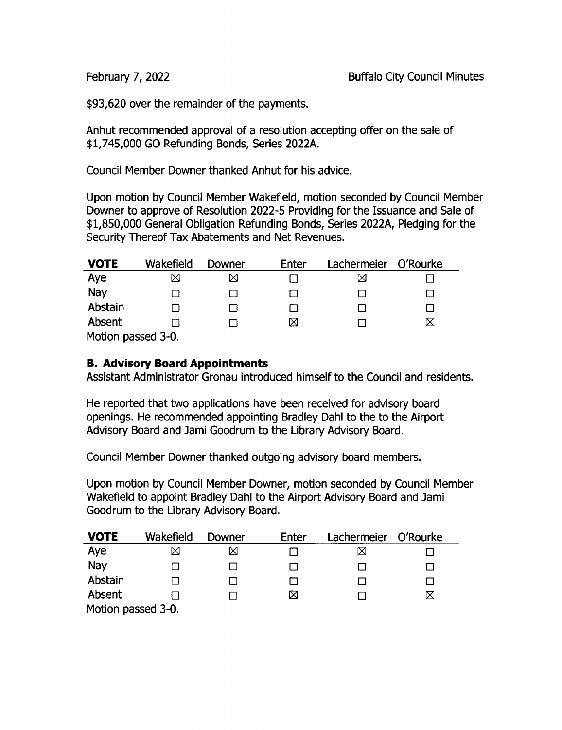$93,620 over the remainder of the payments.

Anhut recommended approval of a resolution accepting offer on the sale of $1,745,000 GO Refunding Bonds, Series 2022A.

Council Member Downer thanked Anhut for his advice.

Upon motion by Council Member Wakefield, motion seconded by Council Member Downer to approve of Resolution 2022-5 Providing for the Issuance and Sale of $1,850,000 General Obligation Refunding Bonds, Series 2022A, Pledging for the Security Thereof Tax Abatements and Net Revenues.

| VOTE | Wakefield | Downer | Enter | Lachermeier | O'Rourke |
|---|---|---|---|---|---|
| Aye | ☒ | ☒ | ☐ | ☒ | ☐ |
| Nay | ☐ | ☐ | ☐ | ☐ | ☐ |
| Abstain | ☐ | ☐ | ☐ | ☐ | ☐ |
| Absent | ☐ | ☐ | ☒ | ☐ | ☒ |

Motion passed 3-0.

**B. Advisory Board Appointments**

Assistant Administrator Gronau introduced himself to the Council and residents.

He reported that two applications have been received for advisory board openings. He recommended appointing Bradley Dahl to the to the Airport Advisory Board and Jami Goodrum to the Library Advisory Board.

Council Member Downer thanked outgoing advisory board members.

Upon motion by Council Member Downer, motion seconded by Council Member Wakefield to appoint Bradley Dahl to the Airport Advisory Board and Jami Goodrum to the Library Advisory Board.

| VOTE | Wakefield | Downer | Enter | Lachermeier | O'Rourke |
|---|---|---|---|---|---|
| Aye | ☒ | ☒ | ☐ | ☒ | ☐ |
| Nay | ☐ | ☐ | ☐ | ☐ | ☐ |
| Abstain | ☐ | ☐ | ☐ | ☐ | ☐ |
| Absent | ☐ | ☐ | ☒ | ☐ | ☒ |

Motion passed 3-0.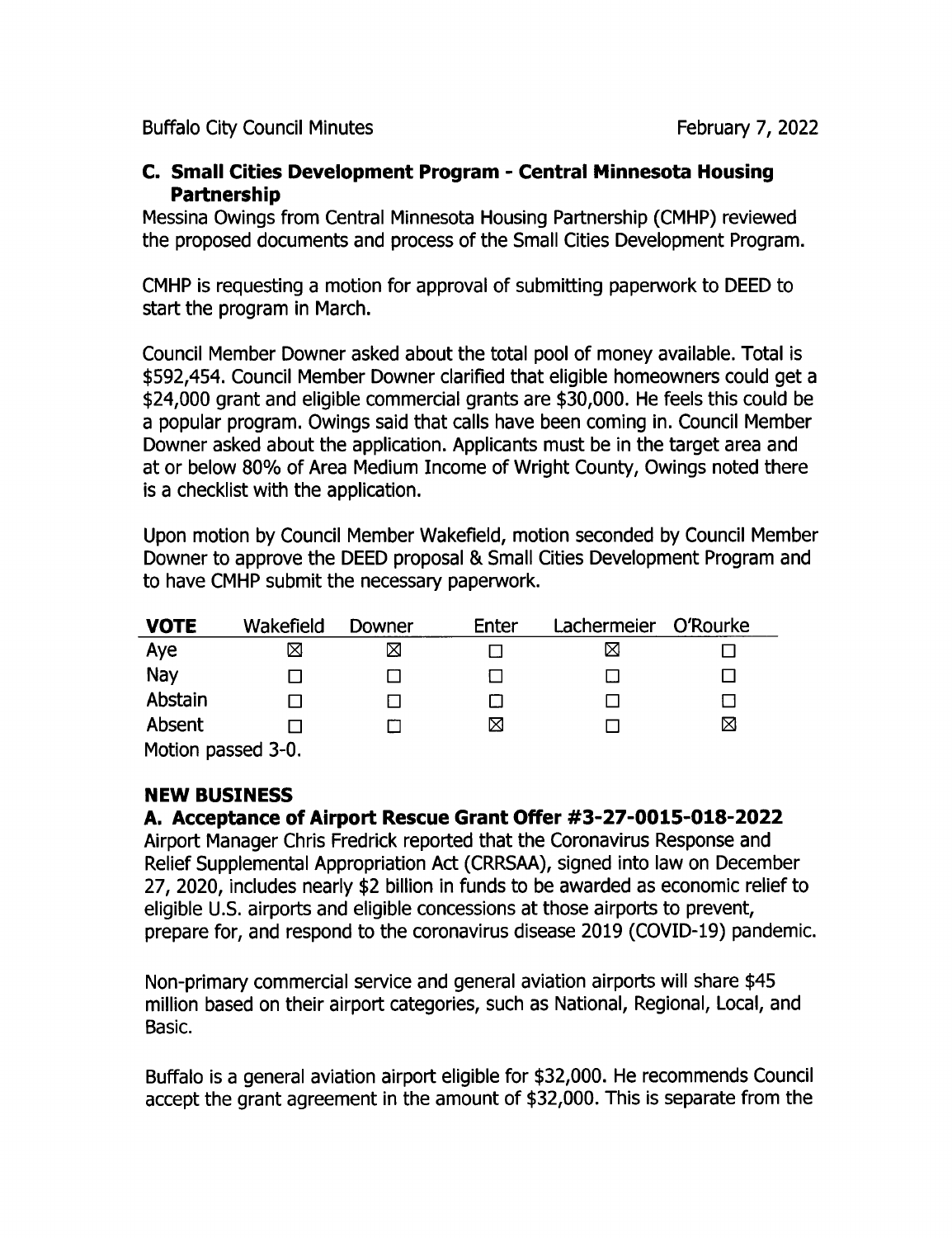### C. Small Cities Development Program - Central Minnesota Housing Partnership

Messina Owings from Central Minnesota Housing Partnership (CMHP) reviewed the proposed documents and process of the Small Cities Development Program.

CMHP is requesting a motion for approval of submitting paperwork to DEED to start the program in March.

Council Member Downer asked about the total pool of money available. Total is $592,454. Council Member Downer clarified that eligible homeowners could get a $24,000 grant and eligible commercial grants are $30,000. He feels this could be a popular program. Owings said that calls have been coming in. Council Member Downer asked about the application. Applicants must be in the target area and at or below 80% of Area Medium Income of Wright County, Owings noted there is a checklist with the application.

Upon motion by Council Member Wakefield, motion seconded by Council Member Downer to approve the DEED proposal & Small Cities Development Program and to have CMHP submit the necessary paperwork.

| VOTE | Wakefield | Downer | Enter | Lachermeier | O'Rourke |
|---|---|---|---|---|---|
| Aye | ☒ | ☒ | ☐ | ☒ | ☐ |
| Nay | ☐ | ☐ | ☐ | ☐ | ☐ |
| Abstain | ☐ | ☐ | ☐ | ☐ | ☐ |
| Absent | ☐ | ☐ | ☒ | ☐ | ☒ |

Motion passed 3-0.

## NEW BUSINESS

### A. Acceptance of Airport Rescue Grant Offer #3-27-0015-018-2022

Airport Manager Chris Fredrick reported that the Coronavirus Response and Relief Supplemental Appropriation Act (CRRSAA), signed into law on December 27, 2020, includes nearly $2 billion in funds to be awarded as economic relief to eligible U.S. airports and eligible concessions at those airports to prevent, prepare for, and respond to the coronavirus disease 2019 (COVID-19) pandemic.

Non-primary commercial service and general aviation airports will share $45 million based on their airport categories, such as National, Regional, Local, and Basic.

Buffalo is a general aviation airport eligible for $32,000. He recommends Council accept the grant agreement in the amount of $32,000. This is separate from the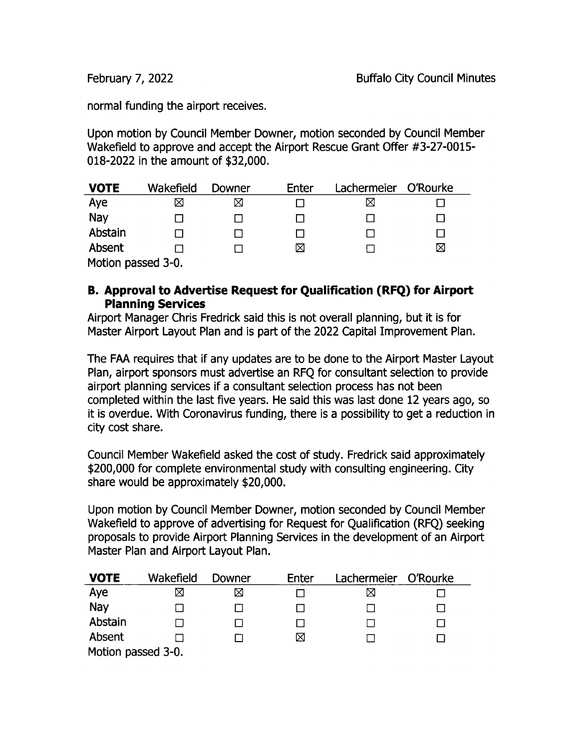normal funding the airport receives.

Upon motion by Council Member Downer, motion seconded by Council Member Wakefield to approve and accept the Airport Rescue Grant Offer #3-27-0015-018-2022 in the amount of $32,000.

| VOTE | Wakefield | Downer | Enter | Lachermeier | O'Rourke |
|---|---|---|---|---|---|
| Aye | ☒ | ☒ | ☐ | ☒ | ☐ |
| Nay | ☐ | ☐ | ☐ | ☐ | ☐ |
| Abstain | ☐ | ☐ | ☐ | ☐ | ☐ |
| Absent | ☐ | ☐ | ☒ | ☐ | ☒ |

Motion passed 3-0.

### B. Approval to Advertise Request for Qualification (RFQ) for Airport Planning Services

Airport Manager Chris Fredrick said this is not overall planning, but it is for Master Airport Layout Plan and is part of the 2022 Capital Improvement Plan.

The FAA requires that if any updates are to be done to the Airport Master Layout Plan, airport sponsors must advertise an RFQ for consultant selection to provide airport planning services if a consultant selection process has not been completed within the last five years. He said this was last done 12 years ago, so it is overdue. With Coronavirus funding, there is a possibility to get a reduction in city cost share.

Council Member Wakefield asked the cost of study. Fredrick said approximately $200,000 for complete environmental study with consulting engineering. City share would be approximately $20,000.

Upon motion by Council Member Downer, motion seconded by Council Member Wakefield to approve of advertising for Request for Qualification (RFQ) seeking proposals to provide Airport Planning Services in the development of an Airport Master Plan and Airport Layout Plan.

| VOTE | Wakefield | Downer | Enter | Lachermeier | O'Rourke |
|---|---|---|---|---|---|
| Aye | ☒ | ☒ | ☐ | ☒ | ☐ |
| Nay | ☐ | ☐ | ☐ | ☐ | ☐ |
| Abstain | ☐ | ☐ | ☐ | ☐ | ☐ |
| Absent | ☐ | ☐ | ☒ | ☐ | ☐ |

Motion passed 3-0.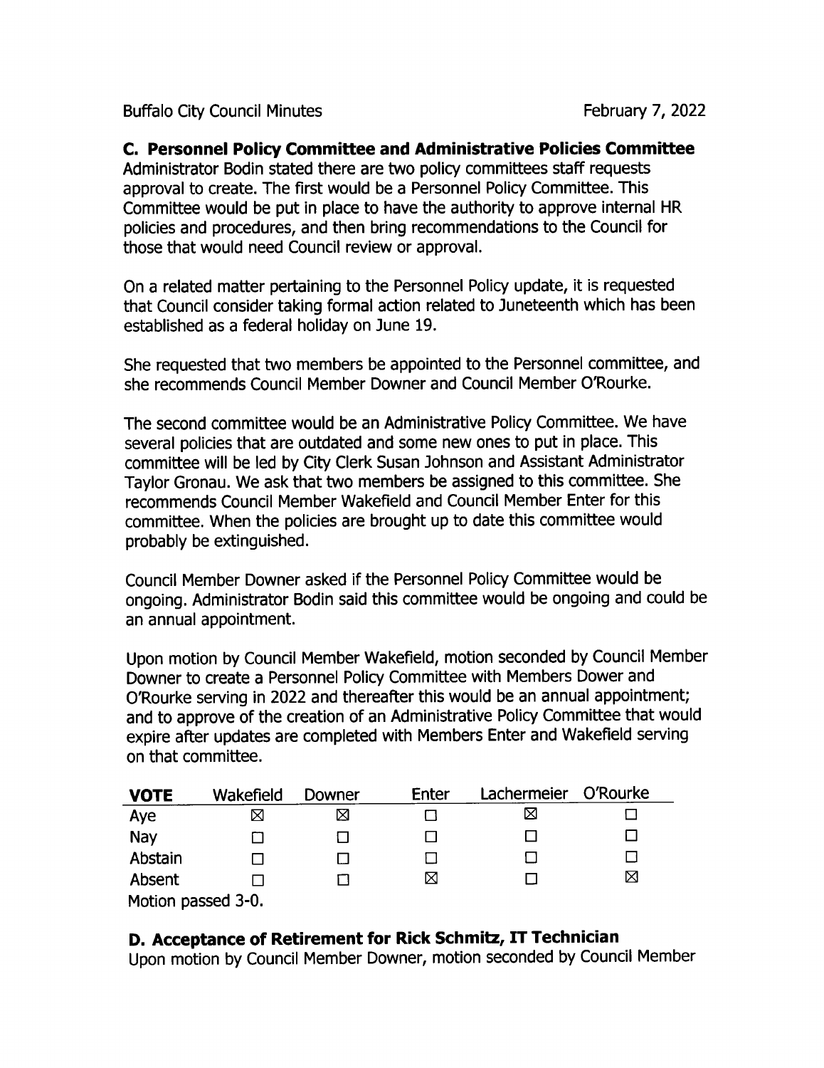**C. Personnel Policy Committee and Administrative Policies Committee**

Administrator Bodin stated there are two policy committees staff requests approval to create. The first would be a Personnel Policy Committee. This Committee would be put in place to have the authority to approve internal HR policies and procedures, and then bring recommendations to the Council for those that would need Council review or approval.

On a related matter pertaining to the Personnel Policy update, it is requested that Council consider taking formal action related to Juneteenth which has been established as a federal holiday on June 19.

She requested that two members be appointed to the Personnel committee, and she recommends Council Member Downer and Council Member O'Rourke.

The second committee would be an Administrative Policy Committee. We have several policies that are outdated and some new ones to put in place. This committee will be led by City Clerk Susan Johnson and Assistant Administrator Taylor Gronau. We ask that two members be assigned to this committee. She recommends Council Member Wakefield and Council Member Enter for this committee. When the policies are brought up to date this committee would probably be extinguished.

Council Member Downer asked if the Personnel Policy Committee would be ongoing. Administrator Bodin said this committee would be ongoing and could be an annual appointment.

Upon motion by Council Member Wakefield, motion seconded by Council Member Downer to create a Personnel Policy Committee with Members Dower and O'Rourke serving in 2022 and thereafter this would be an annual appointment; and to approve of the creation of an Administrative Policy Committee that would expire after updates are completed with Members Enter and Wakefield serving on that committee.

| **VOTE** | Wakefield | Downer | Enter | Lachermeier | O'Rourke |
|---|---|---|---|---|---|
| Aye | ☒ | ☒ | ☐ | ☒ | ☐ |
| Nay | ☐ | ☐ | ☐ | ☐ | ☐ |
| Abstain | ☐ | ☐ | ☐ | ☐ | ☐ |
| Absent | ☐ | ☐ | ☒ | ☐ | ☒ |

Motion passed 3-0.

**D. Acceptance of Retirement for Rick Schmitz, IT Technician**

Upon motion by Council Member Downer, motion seconded by Council Member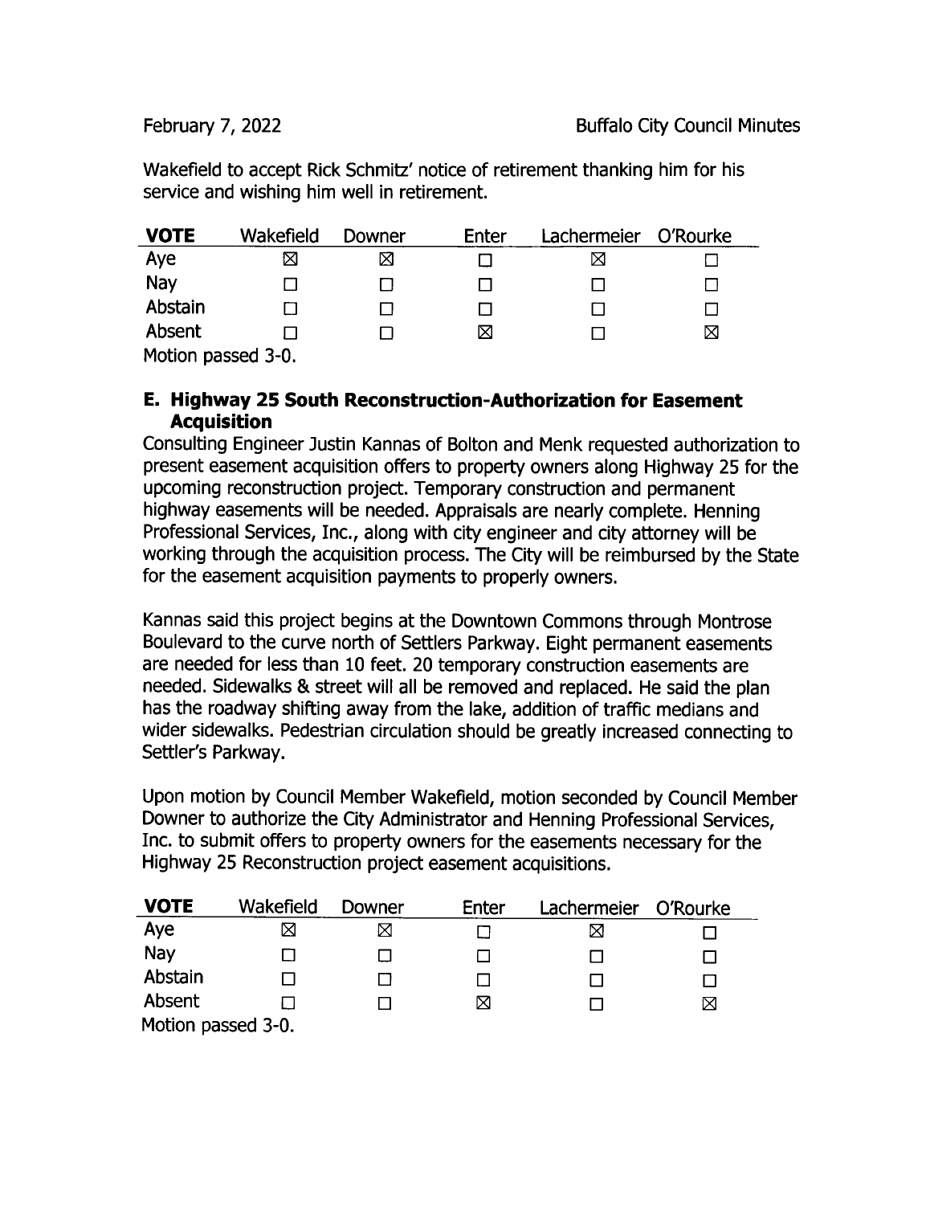Wakefield to accept Rick Schmitz' notice of retirement thanking him for his service and wishing him well in retirement.

| VOTE | Wakefield | Downer | Enter | Lachermeier | O'Rourke |
|---|---|---|---|---|---|
| Aye | ☒ | ☒ | ☐ | ☒ | ☐ |
| Nay | ☐ | ☐ | ☐ | ☐ | ☐ |
| Abstain | ☐ | ☐ | ☐ | ☐ | ☐ |
| Absent | ☐ | ☐ | ☒ | ☐ | ☒ |

Motion passed 3-0.

### E. Highway 25 South Reconstruction-Authorization for Easement Acquisition

Consulting Engineer Justin Kannas of Bolton and Menk requested authorization to present easement acquisition offers to property owners along Highway 25 for the upcoming reconstruction project. Temporary construction and permanent highway easements will be needed. Appraisals are nearly complete. Henning Professional Services, Inc., along with city engineer and city attorney will be working through the acquisition process. The City will be reimbursed by the State for the easement acquisition payments to properly owners.

Kannas said this project begins at the Downtown Commons through Montrose Boulevard to the curve north of Settlers Parkway. Eight permanent easements are needed for less than 10 feet. 20 temporary construction easements are needed. Sidewalks & street will all be removed and replaced. He said the plan has the roadway shifting away from the lake, addition of traffic medians and wider sidewalks. Pedestrian circulation should be greatly increased connecting to Settler's Parkway.

Upon motion by Council Member Wakefield, motion seconded by Council Member Downer to authorize the City Administrator and Henning Professional Services, Inc. to submit offers to property owners for the easements necessary for the Highway 25 Reconstruction project easement acquisitions.

| VOTE | Wakefield | Downer | Enter | Lachermeier | O'Rourke |
|---|---|---|---|---|---|
| Aye | ☒ | ☒ | ☐ | ☒ | ☐ |
| Nay | ☐ | ☐ | ☐ | ☐ | ☐ |
| Abstain | ☐ | ☐ | ☐ | ☐ | ☐ |
| Absent | ☐ | ☐ | ☒ | ☐ | ☒ |

Motion passed 3-0.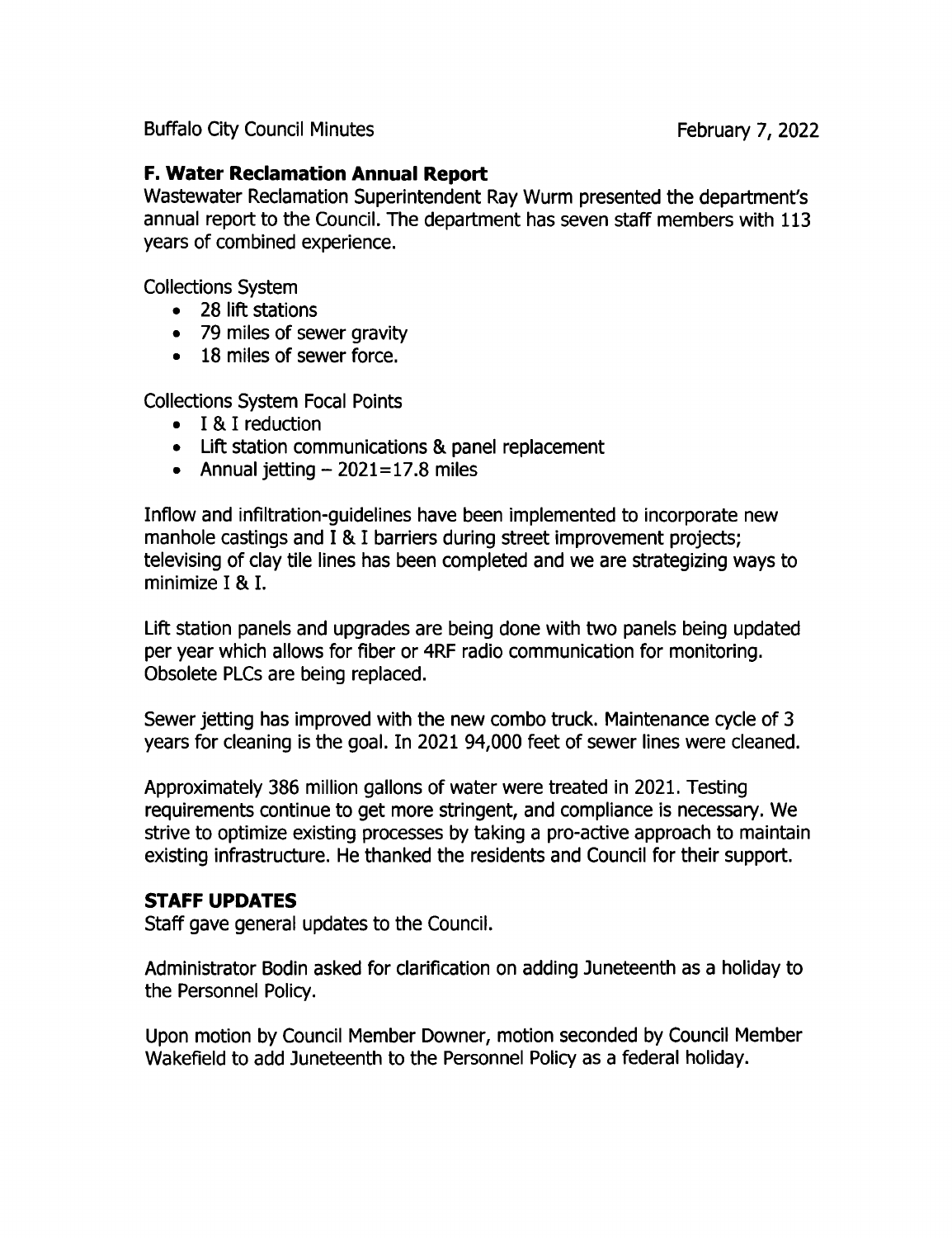### F. Water Reclamation Annual Report

Wastewater Reclamation Superintendent Ray Wurm presented the department's annual report to the Council. The department has seven staff members with 113 years of combined experience.

Collections System

- 28 lift stations
- 79 miles of sewer gravity
- 18 miles of sewer force.

Collections System Focal Points

- I & I reduction
- Lift station communications & panel replacement
- Annual jetting – 2021=17.8 miles

Inflow and infiltration-guidelines have been implemented to incorporate new manhole castings and I & I barriers during street improvement projects; televising of clay tile lines has been completed and we are strategizing ways to minimize I & I.

Lift station panels and upgrades are being done with two panels being updated per year which allows for fiber or 4RF radio communication for monitoring. Obsolete PLCs are being replaced.

Sewer jetting has improved with the new combo truck. Maintenance cycle of 3 years for cleaning is the goal. In 2021 94,000 feet of sewer lines were cleaned.

Approximately 386 million gallons of water were treated in 2021. Testing requirements continue to get more stringent, and compliance is necessary. We strive to optimize existing processes by taking a pro-active approach to maintain existing infrastructure. He thanked the residents and Council for their support.

### STAFF UPDATES

Staff gave general updates to the Council.

Administrator Bodin asked for clarification on adding Juneteenth as a holiday to the Personnel Policy.

Upon motion by Council Member Downer, motion seconded by Council Member Wakefield to add Juneteenth to the Personnel Policy as a federal holiday.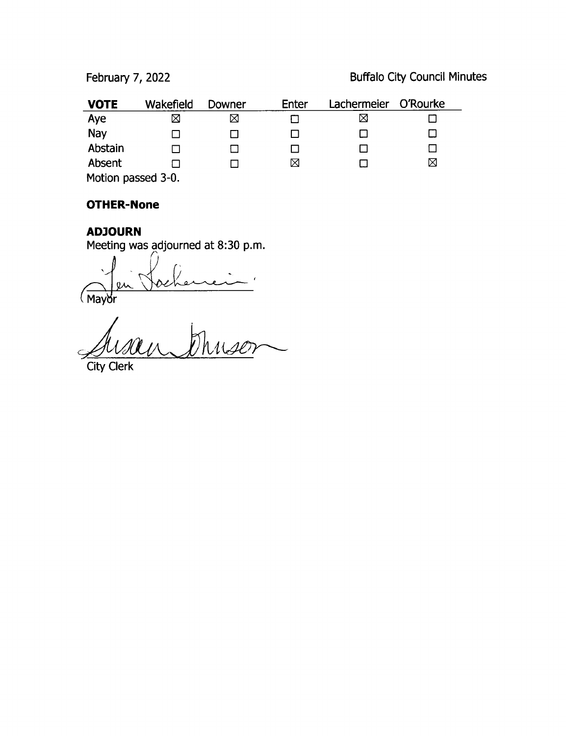| VOTE | Wakefield | Downer | Enter | Lachermeier | O'Rourke |
|---|---|---|---|---|---|
| Aye | ☒ | ☒ | ☐ | ☒ | ☐ |
| Nay | ☐ | ☐ | ☐ | ☐ | ☐ |
| Abstain | ☐ | ☐ | ☐ | ☐ | ☐ |
| Absent | ☐ | ☐ | ☒ | ☐ | ☒ |

Motion passed 3-0.

**OTHER-None**

**ADJOURN**

Meeting was adjourned at 8:30 p.m.

Mayor

City Clerk